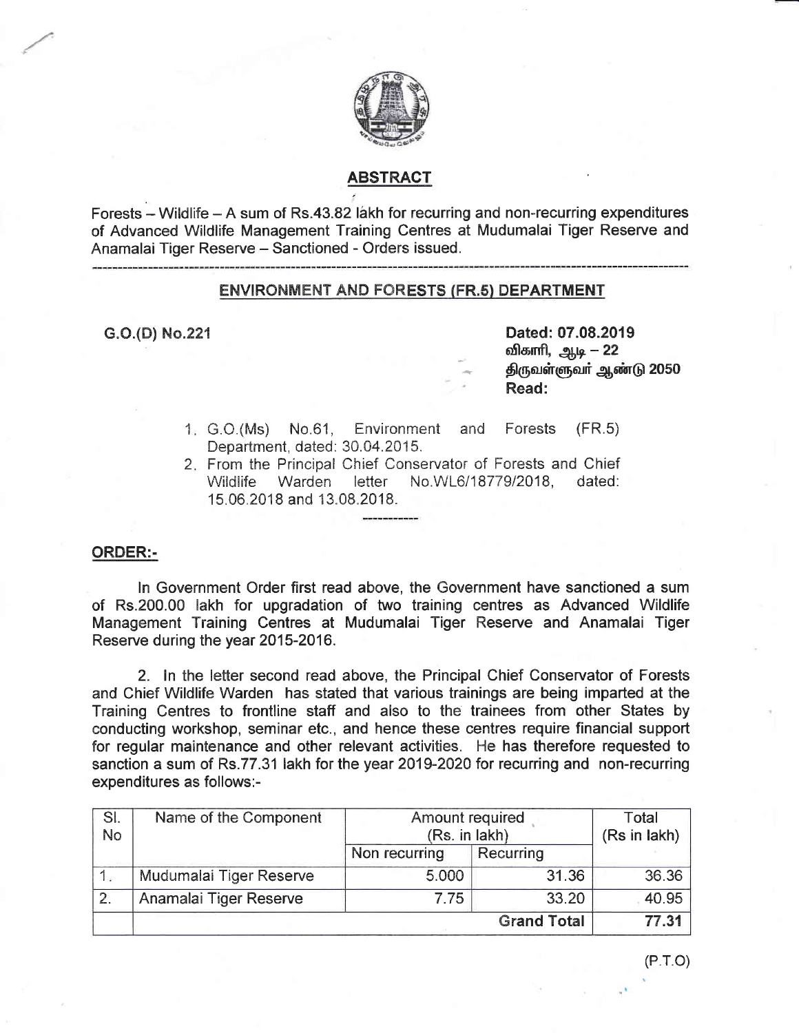## ABSTRACT

Forests – Wildlife – A sum of Rs.43.82 lakh for recurring and non-recurring expenditures of Advanced Wildlife Management Training Centres at Mudumalai Tiger Reserve and Anamalai Tiger Reserve – Sanctioned - Orders issued.

---

## ENVIRONMENT AND FORESTS (FR.5) DEPARTMENT

**G.O.(D) No.221**

**Dated: 07.08.2019**
**விகாரி, ஆடி – 22**
**திருவள்ளுவர் ஆண்டு 2050**
**Read:**

1. G.O.(Ms) No.61, Environment and Forests (FR.5) Department, dated: 30.04.2015.
2. From the Principal Chief Conservator of Forests and Chief Wildlife Warden letter No.WL6/18779/2018, dated: 15.06.2018 and 13.08.2018.

-----------

### ORDER:-

In Government Order first read above, the Government have sanctioned a sum of Rs.200.00 lakh for upgradation of two training centres as Advanced Wildlife Management Training Centres at Mudumalai Tiger Reserve and Anamalai Tiger Reserve during the year 2015-2016.

2. In the letter second read above, the Principal Chief Conservator of Forests and Chief Wildlife Warden has stated that various trainings are being imparted at the Training Centres to frontline staff and also to the trainees from other States by conducting workshop, seminar etc., and hence these centres require financial support for regular maintenance and other relevant activities. He has therefore requested to sanction a sum of Rs.77.31 lakh for the year 2019-2020 for recurring and non-recurring expenditures as follows:-

| Sl. No | Name of the Component | Amount required (Rs. in lakh) | | Total (Rs in lakh) |
|---|---|---|---|---|
| | | Non recurring | Recurring | |
| 1. | Mudumalai Tiger Reserve | 5.000 | 31.36 | 36.36 |
| 2. | Anamalai Tiger Reserve | 7.75 | 33.20 | 40.95 |
| | | | **Grand Total** | **77.31** |

(P.T.O)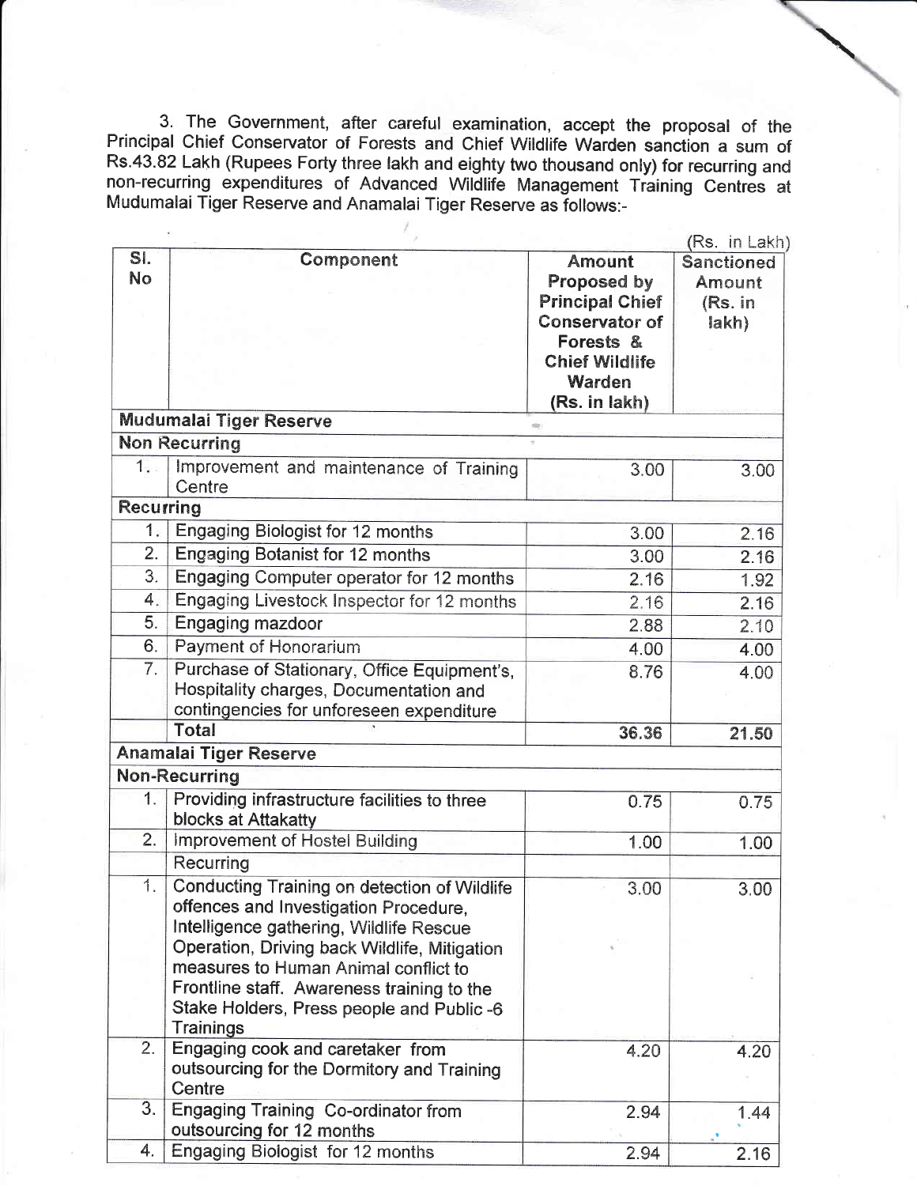3. The Government, after careful examination, accept the proposal of the Principal Chief Conservator of Forests and Chief Wildlife Warden sanction a sum of Rs.43.82 Lakh (Rupees Forty three lakh and eighty two thousand only) for recurring and non-recurring expenditures of Advanced Wildlife Management Training Centres at Mudumalai Tiger Reserve and Anamalai Tiger Reserve as follows:-

(Rs. in Lakh)

| Sl. No | Component | Amount Proposed by Principal Chief Conservator of Forests & Chief Wildlife Warden (Rs. in lakh) | Sanctioned Amount (Rs. in lakh) |
|---|---|---|---|
| **Mudumalai Tiger Reserve** | | | |
| **Non Recurring** | | | |
| 1. | Improvement and maintenance of Training Centre | 3.00 | 3.00 |
| **Recurring** | | | |
| 1. | Engaging Biologist for 12 months | 3.00 | 2.16 |
| 2. | Engaging Botanist for 12 months | 3.00 | 2.16 |
| 3. | Engaging Computer operator for 12 months | 2.16 | 1.92 |
| 4. | Engaging Livestock Inspector for 12 months | 2.16 | 2.16 |
| 5. | Engaging mazdoor | 2.88 | 2.10 |
| 6. | Payment of Honorarium | 4.00 | 4.00 |
| 7. | Purchase of Stationary, Office Equipment's, Hospitality charges, Documentation and contingencies for unforeseen expenditure | 8.76 | 4.00 |
| | **Total** | **36.36** | **21.50** |
| **Anamalai Tiger Reserve** | | | |
| **Non-Recurring** | | | |
| 1. | Providing infrastructure facilities to three blocks at Attakatty | 0.75 | 0.75 |
| 2. | Improvement of Hostel Building | 1.00 | 1.00 |
| | Recurring | | |
| 1. | Conducting Training on detection of Wildlife offences and Investigation Procedure, Intelligence gathering, Wildlife Rescue Operation, Driving back Wildlife, Mitigation measures to Human Animal conflict to Frontline staff. Awareness training to the Stake Holders, Press people and Public -6 Trainings | 3.00 | 3.00 |
| 2. | Engaging cook and caretaker from outsourcing for the Dormitory and Training Centre | 4.20 | 4.20 |
| 3. | Engaging Training Co-ordinator from outsourcing for 12 months | 2.94 | 1.44 |
| 4. | Engaging Biologist for 12 months | 2.94 | 2.16 |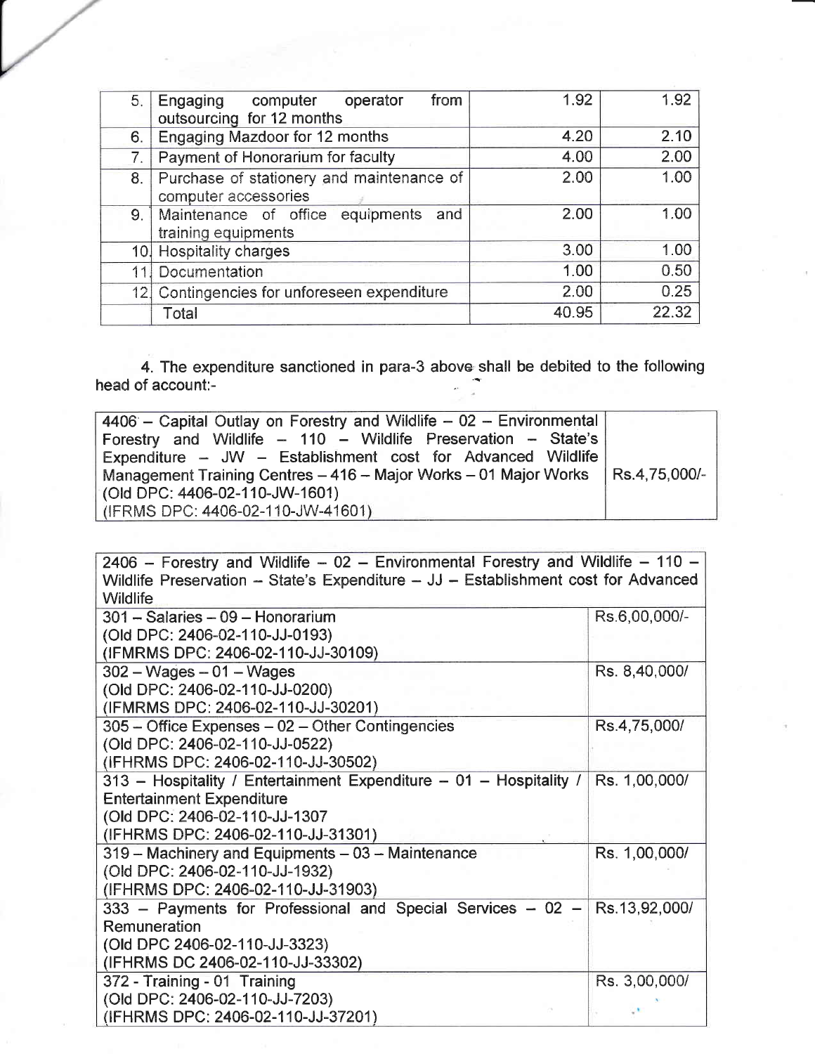| 5. | Engaging computer operator from outsourcing for 12 months | 1.92 | 1.92 |
|---|---|---|---|
| 6. | Engaging Mazdoor for 12 months | 4.20 | 2.10 |
| 7. | Payment of Honorarium for faculty | 4.00 | 2.00 |
| 8. | Purchase of stationery and maintenance of computer accessories | 2.00 | 1.00 |
| 9. | Maintenance of office equipments and training equipments | 2.00 | 1.00 |
| 10. | Hospitality charges | 3.00 | 1.00 |
| 11. | Documentation | 1.00 | 0.50 |
| 12. | Contingencies for unforeseen expenditure | 2.00 | 0.25 |
| | Total | 40.95 | 22.32 |

4. The expenditure sanctioned in para-3 above shall be debited to the following head of account:-

| 4406 – Capital Outlay on Forestry and Wildlife – 02 – Environmental Forestry and Wildlife – 110 – Wildlife Preservation – State's Expenditure – JW – Establishment cost for Advanced Wildlife Management Training Centres – 416 – Major Works – 01 Major Works (Old DPC: 4406-02-110-JW-1601) (IFRMS DPC: 4406-02-110-JW-41601) | Rs.4,75,000/- |
|---|---|

| 2406 – Forestry and Wildlife – 02 – Environmental Forestry and Wildlife – 110 – Wildlife Preservation – State's Expenditure – JJ – Establishment cost for Advanced Wildlife | |
|---|---|
| 301 – Salaries – 09 – Honorarium (Old DPC: 2406-02-110-JJ-0193) (IFMRMS DPC: 2406-02-110-JJ-30109) | Rs.6,00,000/- |
| 302 – Wages – 01 – Wages (Old DPC: 2406-02-110-JJ-0200) (IFMRMS DPC: 2406-02-110-JJ-30201) | Rs. 8,40,000/ |
| 305 – Office Expenses – 02 – Other Contingencies (Old DPC: 2406-02-110-JJ-0522) (IFHRMS DPC: 2406-02-110-JJ-30502) | Rs.4,75,000/ |
| 313 – Hospitality / Entertainment Expenditure – 01 – Hospitality / Entertainment Expenditure (Old DPC: 2406-02-110-JJ-1307 (IFHRMS DPC: 2406-02-110-JJ-31301) | Rs. 1,00,000/ |
| 319 – Machinery and Equipments – 03 – Maintenance (Old DPC: 2406-02-110-JJ-1932) (IFHRMS DPC: 2406-02-110-JJ-31903) | Rs. 1,00,000/ |
| 333 – Payments for Professional and Special Services – 02 – Remuneration (Old DPC 2406-02-110-JJ-3323) (IFHRMS DC 2406-02-110-JJ-33302) | Rs.13,92,000/ |
| 372 - Training - 01 Training (Old DPC: 2406-02-110-JJ-7203) (IFHRMS DPC: 2406-02-110-JJ-37201) | Rs. 3,00,000/ |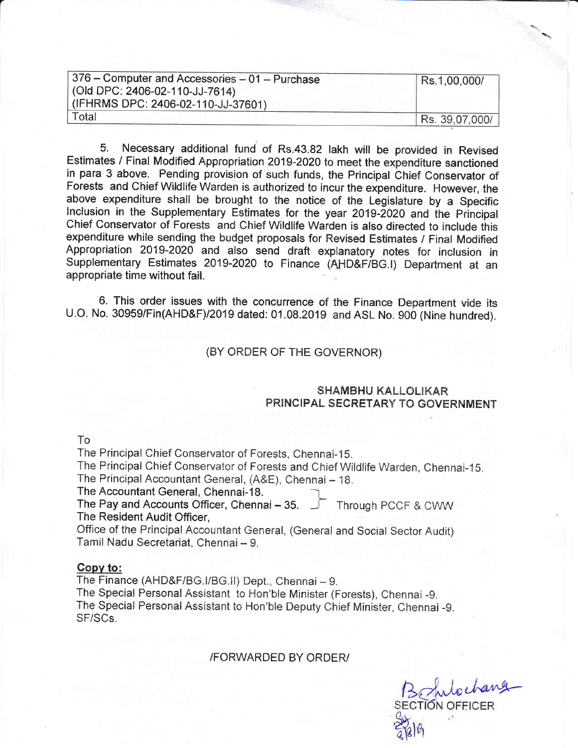| | |
|---|---|
| 376 – Computer and Accessories – 01 – Purchase<br>(Old DPC: 2406-02-110-JJ-7614)<br>(IFHRMS DPC: 2406-02-110-JJ-37601) | Rs.1,00,000/ |
| Total | Rs. 39,07,000/ |

5. Necessary additional fund of Rs.43.82 lakh will be provided in Revised Estimates / Final Modified Appropriation 2019-2020 to meet the expenditure sanctioned in para 3 above. Pending provision of such funds, the Principal Chief Conservator of Forests and Chief Wildlife Warden is authorized to incur the expenditure. However, the above expenditure shall be brought to the notice of the Legislature by a Specific Inclusion in the Supplementary Estimates for the year 2019-2020 and the Principal Chief Conservator of Forests and Chief Wildlife Warden is also directed to include this expenditure while sending the budget proposals for Revised Estimates / Final Modified Appropriation 2019-2020 and also send draft explanatory notes for inclusion in Supplementary Estimates 2019-2020 to Finance (AHD&F/BG.I) Department at an appropriate time without fail.

6. This order issues with the concurrence of the Finance Department vide its U.O. No. 30959/Fin(AHD&F)/2019 dated: 01.08.2019 and ASL No. 900 (Nine hundred).

(BY ORDER OF THE GOVERNOR)

**SHAMBHU KALLOLIKAR**
**PRINCIPAL SECRETARY TO GOVERNMENT**

To

The Principal Chief Conservator of Forests, Chennai-15.
The Principal Chief Conservator of Forests and Chief Wildlife Warden, Chennai-15.
The Principal Accountant General, (A&E), Chennai – 18.
The Accountant General, Chennai-18. } Through PCCF & CWW
The Pay and Accounts Officer, Chennai – 35. }
The Resident Audit Officer,
Office of the Principal Accountant General, (General and Social Sector Audit)
Tamil Nadu Secretariat, Chennai – 9.

**Copy to:**

The Finance (AHD&F/BG.I/BG.II) Dept., Chennai – 9.
The Special Personal Assistant to Hon'ble Minister (Forests), Chennai -9.
The Special Personal Assistant to Hon'ble Deputy Chief Minister, Chennai -9.
SF/SCs.

/FORWARDED BY ORDER/

SECTION OFFICER